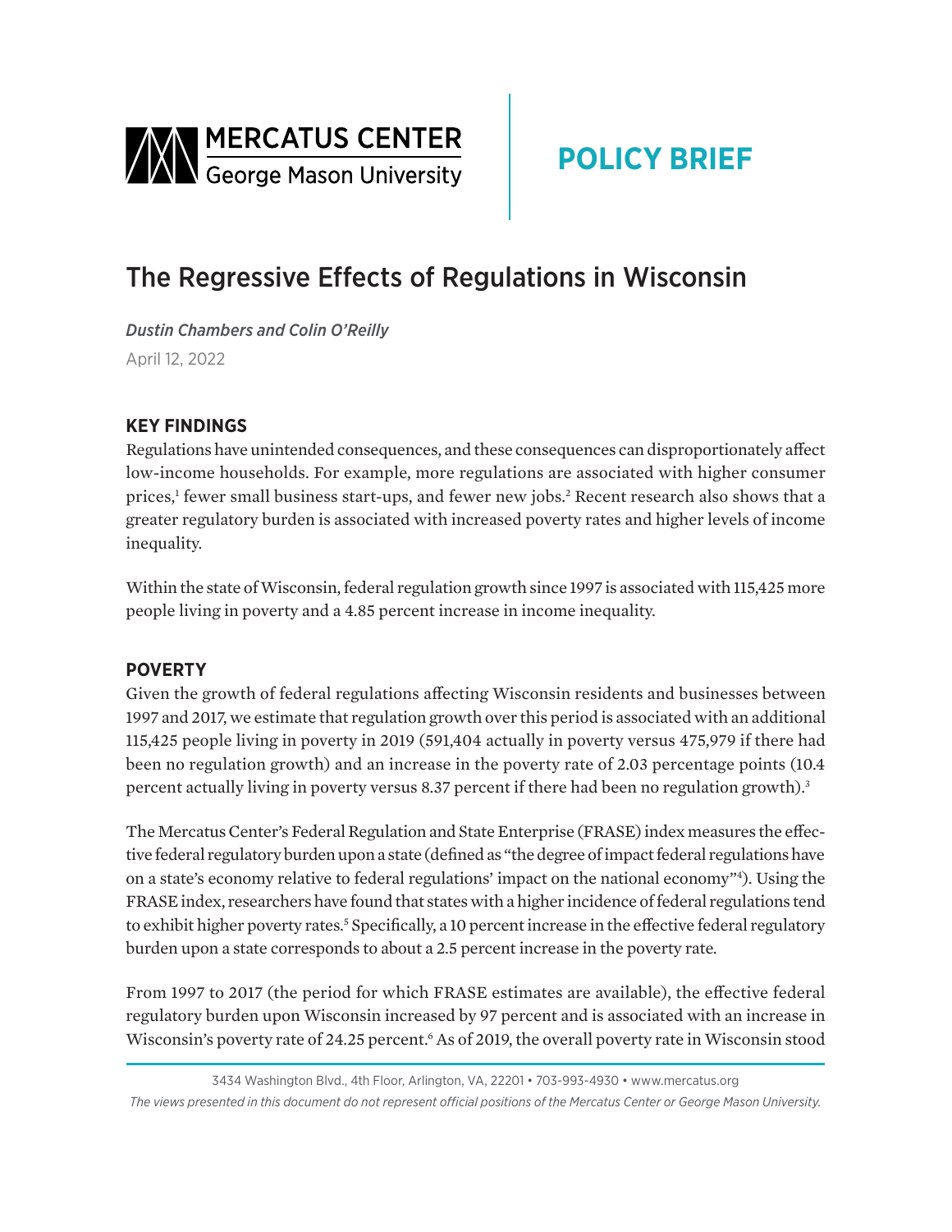MERCATUS CENTER
George Mason University

**POLICY BRIEF**

# The Regressive Effects of Regulations in Wisconsin

*Dustin Chambers and Colin O'Reilly*

April 12, 2022

## KEY FINDINGS

Regulations have unintended consequences, and these consequences can disproportionately affect low-income households. For example, more regulations are associated with higher consumer prices,[1] fewer small business start-ups, and fewer new jobs.[2] Recent research also shows that a greater regulatory burden is associated with increased poverty rates and higher levels of income inequality.

Within the state of Wisconsin, federal regulation growth since 1997 is associated with 115,425 more people living in poverty and a 4.85 percent increase in income inequality.

## POVERTY

Given the growth of federal regulations affecting Wisconsin residents and businesses between 1997 and 2017, we estimate that regulation growth over this period is associated with an additional 115,425 people living in poverty in 2019 (591,404 actually in poverty versus 475,979 if there had been no regulation growth) and an increase in the poverty rate of 2.03 percentage points (10.4 percent actually living in poverty versus 8.37 percent if there had been no regulation growth).[3]

The Mercatus Center's Federal Regulation and State Enterprise (FRASE) index measures the effective federal regulatory burden upon a state (defined as "the degree of impact federal regulations have on a state's economy relative to federal regulations' impact on the national economy"[4]). Using the FRASE index, researchers have found that states with a higher incidence of federal regulations tend to exhibit higher poverty rates.[5] Specifically, a 10 percent increase in the effective federal regulatory burden upon a state corresponds to about a 2.5 percent increase in the poverty rate.

From 1997 to 2017 (the period for which FRASE estimates are available), the effective federal regulatory burden upon Wisconsin increased by 97 percent and is associated with an increase in Wisconsin's poverty rate of 24.25 percent.[6] As of 2019, the overall poverty rate in Wisconsin stood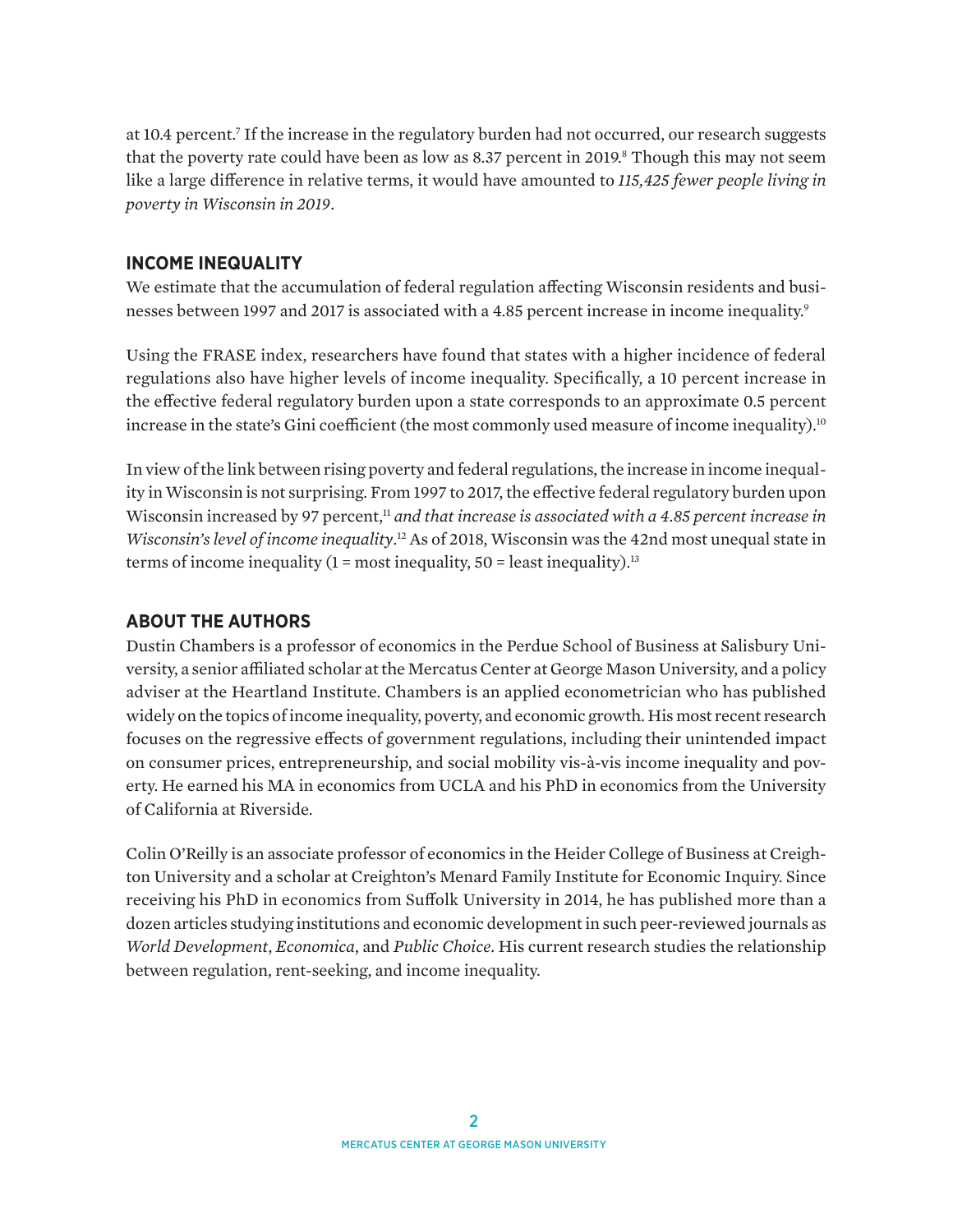at 10.4 percent.[7] If the increase in the regulatory burden had not occurred, our research suggests that the poverty rate could have been as low as 8.37 percent in 2019.[8] Though this may not seem like a large difference in relative terms, it would have amounted to *115,425 fewer people living in poverty in Wisconsin in 2019*.

## INCOME INEQUALITY

We estimate that the accumulation of federal regulation affecting Wisconsin residents and businesses between 1997 and 2017 is associated with a 4.85 percent increase in income inequality.[9]

Using the FRASE index, researchers have found that states with a higher incidence of federal regulations also have higher levels of income inequality. Specifically, a 10 percent increase in the effective federal regulatory burden upon a state corresponds to an approximate 0.5 percent increase in the state's Gini coefficient (the most commonly used measure of income inequality).[10]

In view of the link between rising poverty and federal regulations, the increase in income inequality in Wisconsin is not surprising. From 1997 to 2017, the effective federal regulatory burden upon Wisconsin increased by 97 percent,[11] *and that increase is associated with a 4.85 percent increase in Wisconsin's level of income inequality*.[12] As of 2018, Wisconsin was the 42nd most unequal state in terms of income inequality (1 = most inequality, 50 = least inequality).[13]

## ABOUT THE AUTHORS

Dustin Chambers is a professor of economics in the Perdue School of Business at Salisbury University, a senior affiliated scholar at the Mercatus Center at George Mason University, and a policy adviser at the Heartland Institute. Chambers is an applied econometrician who has published widely on the topics of income inequality, poverty, and economic growth. His most recent research focuses on the regressive effects of government regulations, including their unintended impact on consumer prices, entrepreneurship, and social mobility vis-à-vis income inequality and poverty. He earned his MA in economics from UCLA and his PhD in economics from the University of California at Riverside.

Colin O'Reilly is an associate professor of economics in the Heider College of Business at Creighton University and a scholar at Creighton's Menard Family Institute for Economic Inquiry. Since receiving his PhD in economics from Suffolk University in 2014, he has published more than a dozen articles studying institutions and economic development in such peer-reviewed journals as *World Development*, *Economica*, and *Public Choice*. His current research studies the relationship between regulation, rent-seeking, and income inequality.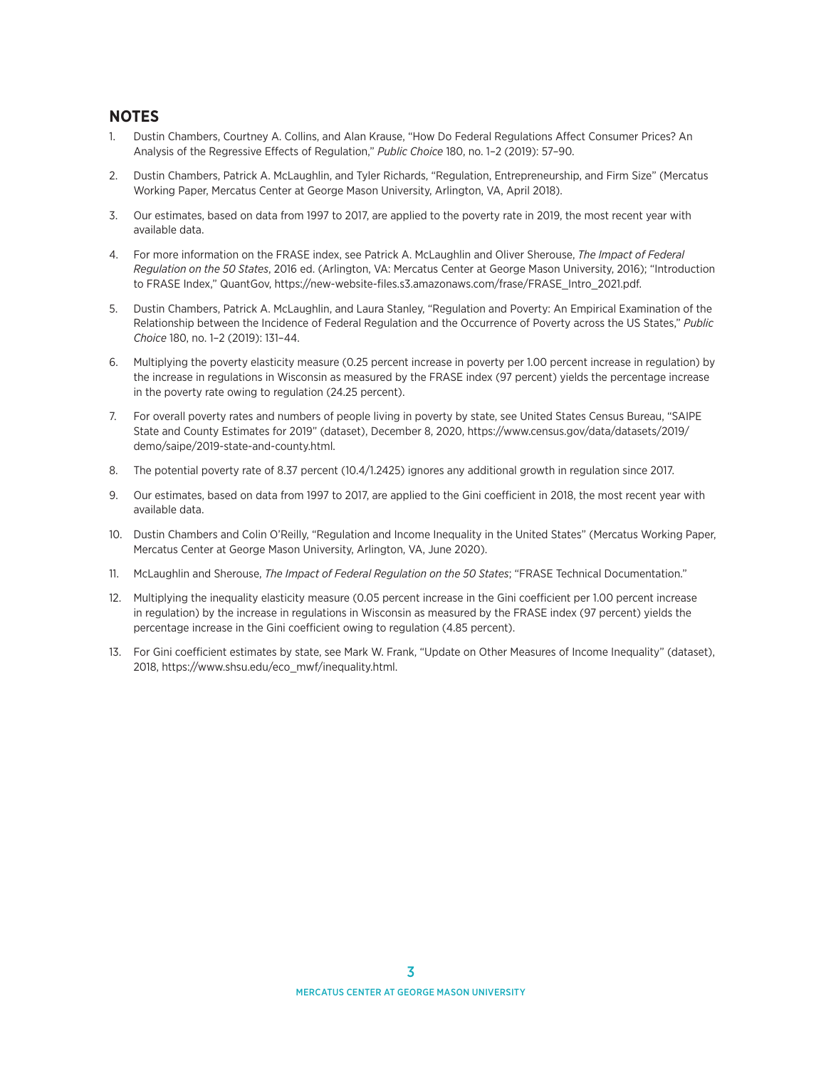## NOTES

1. Dustin Chambers, Courtney A. Collins, and Alan Krause, "How Do Federal Regulations Affect Consumer Prices? An Analysis of the Regressive Effects of Regulation," *Public Choice* 180, no. 1–2 (2019): 57–90.
2. Dustin Chambers, Patrick A. McLaughlin, and Tyler Richards, "Regulation, Entrepreneurship, and Firm Size" (Mercatus Working Paper, Mercatus Center at George Mason University, Arlington, VA, April 2018).
3. Our estimates, based on data from 1997 to 2017, are applied to the poverty rate in 2019, the most recent year with available data.
4. For more information on the FRASE index, see Patrick A. McLaughlin and Oliver Sherouse, *The Impact of Federal Regulation on the 50 States*, 2016 ed. (Arlington, VA: Mercatus Center at George Mason University, 2016); "Introduction to FRASE Index," QuantGov, https://new-website-files.s3.amazonaws.com/frase/FRASE_Intro_2021.pdf.
5. Dustin Chambers, Patrick A. McLaughlin, and Laura Stanley, "Regulation and Poverty: An Empirical Examination of the Relationship between the Incidence of Federal Regulation and the Occurrence of Poverty across the US States," *Public Choice* 180, no. 1–2 (2019): 131–44.
6. Multiplying the poverty elasticity measure (0.25 percent increase in poverty per 1.00 percent increase in regulation) by the increase in regulations in Wisconsin as measured by the FRASE index (97 percent) yields the percentage increase in the poverty rate owing to regulation (24.25 percent).
7. For overall poverty rates and numbers of people living in poverty by state, see United States Census Bureau, "SAIPE State and County Estimates for 2019" (dataset), December 8, 2020, https://www.census.gov/data/datasets/2019/demo/saipe/2019-state-and-county.html.
8. The potential poverty rate of 8.37 percent (10.4/1.2425) ignores any additional growth in regulation since 2017.
9. Our estimates, based on data from 1997 to 2017, are applied to the Gini coefficient in 2018, the most recent year with available data.
10. Dustin Chambers and Colin O'Reilly, "Regulation and Income Inequality in the United States" (Mercatus Working Paper, Mercatus Center at George Mason University, Arlington, VA, June 2020).
11. McLaughlin and Sherouse, *The Impact of Federal Regulation on the 50 States*; "FRASE Technical Documentation."
12. Multiplying the inequality elasticity measure (0.05 percent increase in the Gini coefficient per 1.00 percent increase in regulation) by the increase in regulations in Wisconsin as measured by the FRASE index (97 percent) yields the percentage increase in the Gini coefficient owing to regulation (4.85 percent).
13. For Gini coefficient estimates by state, see Mark W. Frank, "Update on Other Measures of Income Inequality" (dataset), 2018, https://www.shsu.edu/eco_mwf/inequality.html.